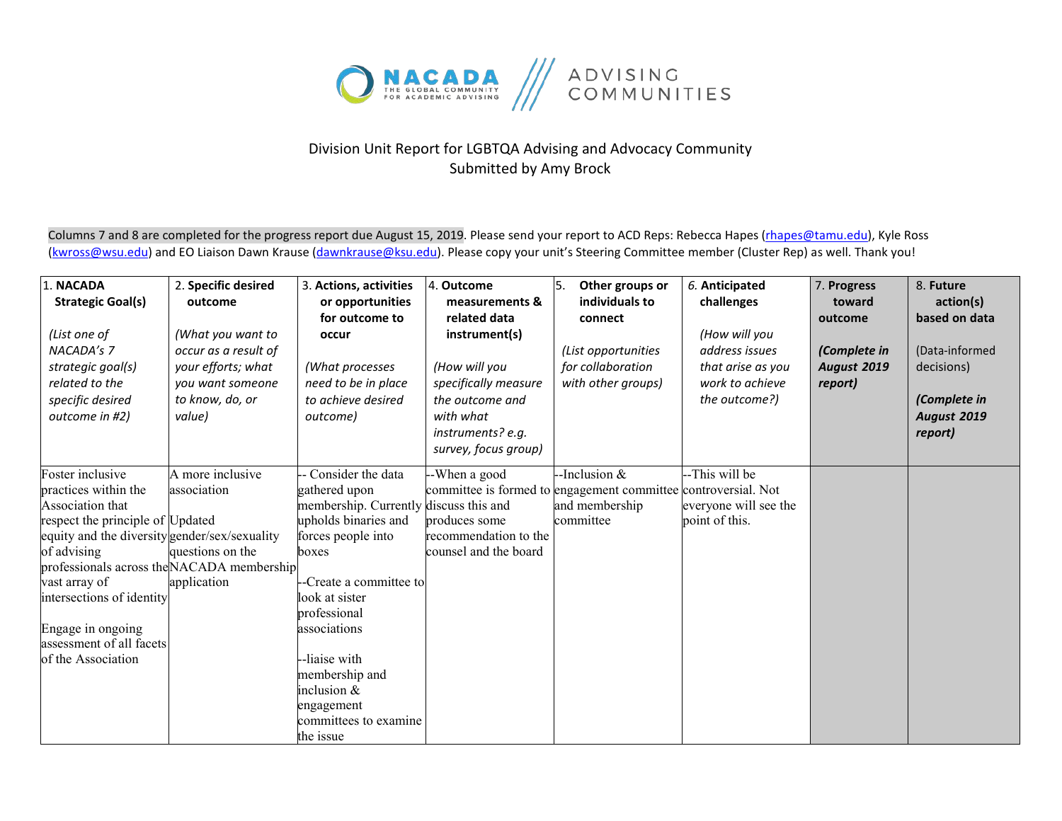NACADA THE GLOBAL COMMUNITY FOR ACADEMIC ADVISING /// ADVISING COMMUNITIES

Division Unit Report for LGBTQA Advising and Advocacy Community
Submitted by Amy Brock

Columns 7 and 8 are completed for the progress report due August 15, 2019. Please send your report to ACD Reps: Rebecca Hapes (rhapes@tamu.edu), Kyle Ross (kwross@wsu.edu) and EO Liaison Dawn Krause (dawnkrause@ksu.edu). Please copy your unit's Steering Committee member (Cluster Rep) as well. Thank you!

| 1. **NACADA Strategic Goal(s)** *(List one of NACADA's 7 strategic goal(s) related to the specific desired outcome in #2)* | 2. **Specific desired outcome** *(What you want to occur as a result of your efforts; what you want someone to know, do, or value)* | 3. **Actions, activities or opportunities for outcome to occur** *(What processes need to be in place to achieve desired outcome)* | 4. **Outcome measurements & related data instrument(s)** *(How will you specifically measure the outcome and with what instruments? e.g. survey, focus group)* | 5. **Other groups or individuals to connect** *(List opportunities for collaboration with other groups)* | 6. **Anticipated challenges** *(How will you address issues that arise as you work to achieve the outcome?)* | 7. **Progress toward outcome** ***(Complete in August 2019 report)*** | 8. **Future action(s) based on data** (Data-informed decisions) ***(Complete in August 2019 report)*** |
|---|---|---|---|---|---|---|---|
| Foster inclusive practices within the Association that respect the principle of equity and the diversity of advising professionals across the vast array of intersections of identity<br><br>Engage in ongoing assessment of all facets of the Association | A more inclusive association<br><br>Updated gender/sex/sexuality questions on the NACADA membership application | -- Consider the data gathered upon membership. Currently upholds binaries and forces people into boxes<br><br>--Create a committee to look at sister professional associations<br><br>--liaise with membership and inclusion & engagement committees to examine the issue | --When a good committee is formed to discuss this and produces some recommendation to the counsel and the board | --Inclusion & engagement committee and membership committee | --This will be controversial. Not everyone will see the point of this. | | |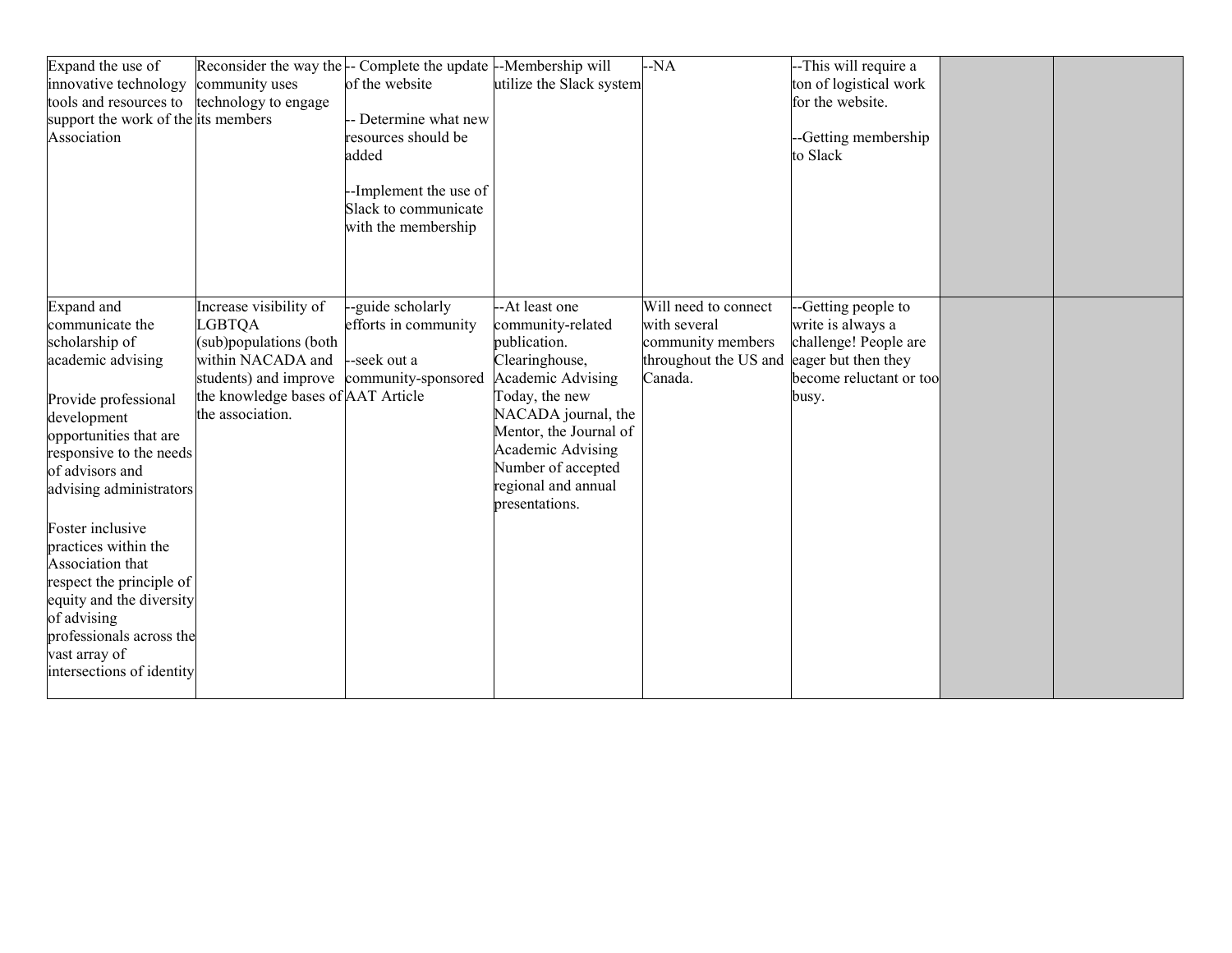|  |  |  |  |  |  |  |  |
|---|---|---|---|---|---|---|---|
| Expand the use of innovative technology tools and resources to support the work of the Association | Reconsider the way the community uses technology to engage its members | -- Complete the update of the website<br><br>-- Determine what new resources should be added<br><br>--Implement the use of Slack to communicate with the membership | --Membership will utilize the Slack system | --NA | --This will require a ton of logistical work for the website.<br><br>--Getting membership to Slack |  |  |
| Expand and communicate the scholarship of academic advising<br><br>Provide professional development opportunities that are responsive to the needs of advisors and advising administrators<br><br>Foster inclusive practices within the Association that respect the principle of equity and the diversity of advising professionals across the vast array of intersections of identity | Increase visibility of LGBTQA (sub)populations (both within NACADA and students) and improve the knowledge bases of the association. | --guide scholarly efforts in community<br><br>--seek out a community-sponsored AAT Article | --At least one community-related publication. Clearinghouse, Academic Advising Today, the new NACADA journal, the Mentor, the Journal of Academic Advising Number of accepted regional and annual presentations. | Will need to connect with several community members throughout the US and Canada. | --Getting people to write is always a challenge! People are eager but then they become reluctant or too busy. |  |  |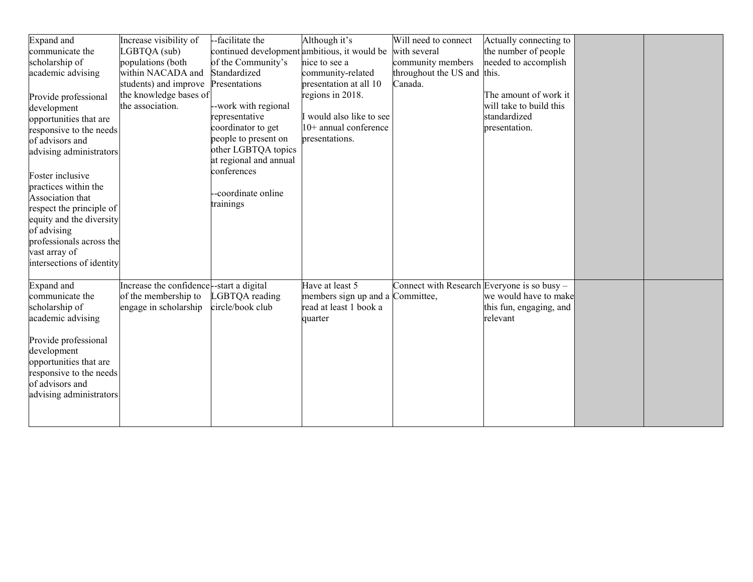|  |  |  |  |  |  |  |  |
|---|---|---|---|---|---|---|---|
| Expand and communicate the scholarship of academic advising<br><br>Provide professional development opportunities that are responsive to the needs of advisors and advising administrators<br><br>Foster inclusive practices within the Association that respect the principle of equity and the diversity of advising professionals across the vast array of intersections of identity | Increase visibility of LGBTQA (sub) populations (both within NACADA and students) and improve the knowledge bases of the association. | --facilitate the continued development of the Community's Standardized Presentations<br><br>--work with regional representative coordinator to get people to present on other LGBTQA topics at regional and annual conferences<br><br>--coordinate online trainings | Although it's ambitious, it would be nice to see a community-related presentation at all 10 regions in 2018.<br><br>I would also like to see 10+ annual conference presentations. | Will need to connect with several community members throughout the US and Canada. | Actually connecting to the number of people needed to accomplish this.<br><br>The amount of work it will take to build this standardized presentation. |  |  |
| Expand and communicate the scholarship of academic advising<br><br>Provide professional development opportunities that are responsive to the needs of advisors and advising administrators | Increase the confidence of the membership to engage in scholarship | --start a digital LGBTQA reading circle/book club | Have at least 5 members sign up and a read at least 1 book a quarter | Connect with Research Committee, | Everyone is so busy – we would have to make this fun, engaging, and relevant |  |  |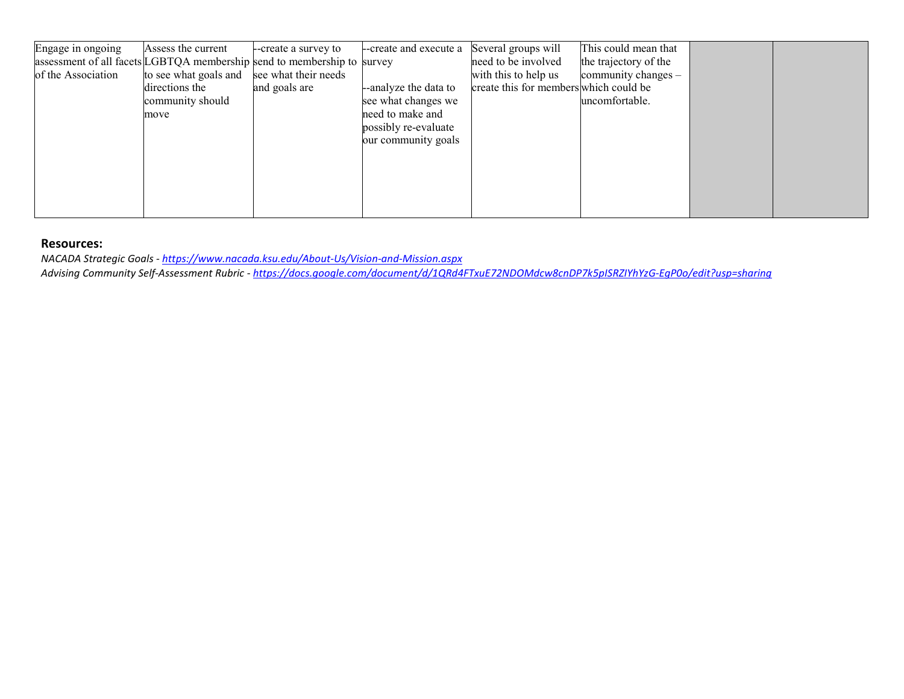| | | | | | | | |
|---|---|---|---|---|---|---|---|
| Engage in ongoing assessment of all facets of the Association | Assess the current LGBTQA membership to see what goals and directions the community should move | --create a survey to send to membership to see what their needs and goals are | --create and execute a survey<br><br>--analyze the data to see what changes we need to make and possibly re-evaluate our community goals | Several groups will need to be involved with this to help us create this for members | This could mean that the trajectory of the community changes – which could be uncomfortable. | | |

**Resources:**

*NACADA Strategic Goals - https://www.nacada.ksu.edu/About-Us/Vision-and-Mission.aspx*

*Advising Community Self-Assessment Rubric - https://docs.google.com/document/d/1QRd4FTxuE72NDOMdcw8cnDP7k5pISRZIYhYzG-EgP0o/edit?usp=sharing*